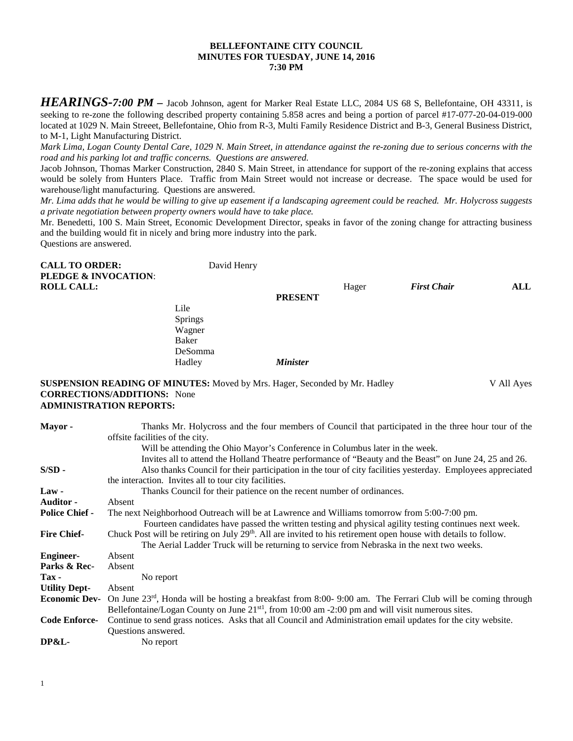**BELLEFONTAINE CITY COUNCIL**
**MINUTES FOR TUESDAY, JUNE 14, 2016**
**7:30 PM**

***HEARINGS-7:00 PM –*** Jacob Johnson, agent for Marker Real Estate LLC, 2084 US 68 S, Bellefontaine, OH 43311, is seeking to re-zone the following described property containing 5.858 acres and being a portion of parcel #17-077-20-04-019-000 located at 1029 N. Main Streeet, Bellefontaine, Ohio from R-3, Multi Family Residence District and B-3, General Business District, to M-1, Light Manufacturing District.

*Mark Lima, Logan County Dental Care, 1029 N. Main Street, in attendance against the re-zoning due to serious concerns with the road and his parking lot and traffic concerns. Questions are answered.*

Jacob Johnson, Thomas Marker Construction, 2840 S. Main Street, in attendance for support of the re-zoning explains that access would be solely from Hunters Place. Traffic from Main Street would not increase or decrease. The space would be used for warehouse/light manufacturing. Questions are answered.

*Mr. Lima adds that he would be willing to give up easement if a landscaping agreement could be reached. Mr. Holycross suggests a private negotiation between property owners would have to take place.*

Mr. Benedetti, 100 S. Main Street, Economic Development Director, speaks in favor of the zoning change for attracting business and the building would fit in nicely and bring more industry into the park.

Questions are answered.

**CALL TO ORDER:** David Henry

**PLEDGE & INVOCATION**:

**ROLL CALL:** Hager *First Chair* **ALL PRESENT**

Lile
Springs
Wagner
Baker
DeSomma
Hadley *Minister*

**SUSPENSION READING OF MINUTES:** Moved by Mrs. Hager, Seconded by Mr. Hadley — V All Ayes

**CORRECTIONS/ADDITIONS:** None

**ADMINISTRATION REPORTS:**

**Mayor -** Thanks Mr. Holycross and the four members of Council that participated in the three hour tour of the offsite facilities of the city.
Will be attending the Ohio Mayor's Conference in Columbus later in the week.
Invites all to attend the Holland Theatre performance of "Beauty and the Beast" on June 24, 25 and 26.

**S/SD -** Also thanks Council for their participation in the tour of city facilities yesterday. Employees appreciated the interaction. Invites all to tour city facilities.

**Law -** Thanks Council for their patience on the recent number of ordinances.

**Auditor -** Absent

**Police Chief -** The next Neighborhood Outreach will be at Lawrence and Williams tomorrow from 5:00-7:00 pm.
Fourteen candidates have passed the written testing and physical agility testing continues next week.

**Fire Chief-** Chuck Post will be retiring on July 29th. All are invited to his retirement open house with details to follow.
The Aerial Ladder Truck will be returning to service from Nebraska in the next two weeks.

**Engineer-** Absent

**Parks & Rec-** Absent

**Tax -** No report

**Utility Dept-** Absent

**Economic Dev-** On June 23rd, Honda will be hosting a breakfast from 8:00- 9:00 am. The Ferrari Club will be coming through Bellefontaine/Logan County on June 21st1, from 10:00 am -2:00 pm and will visit numerous sites.

**Code Enforce-** Continue to send grass notices. Asks that all Council and Administration email updates for the city website. Questions answered.

**DP&L-** No report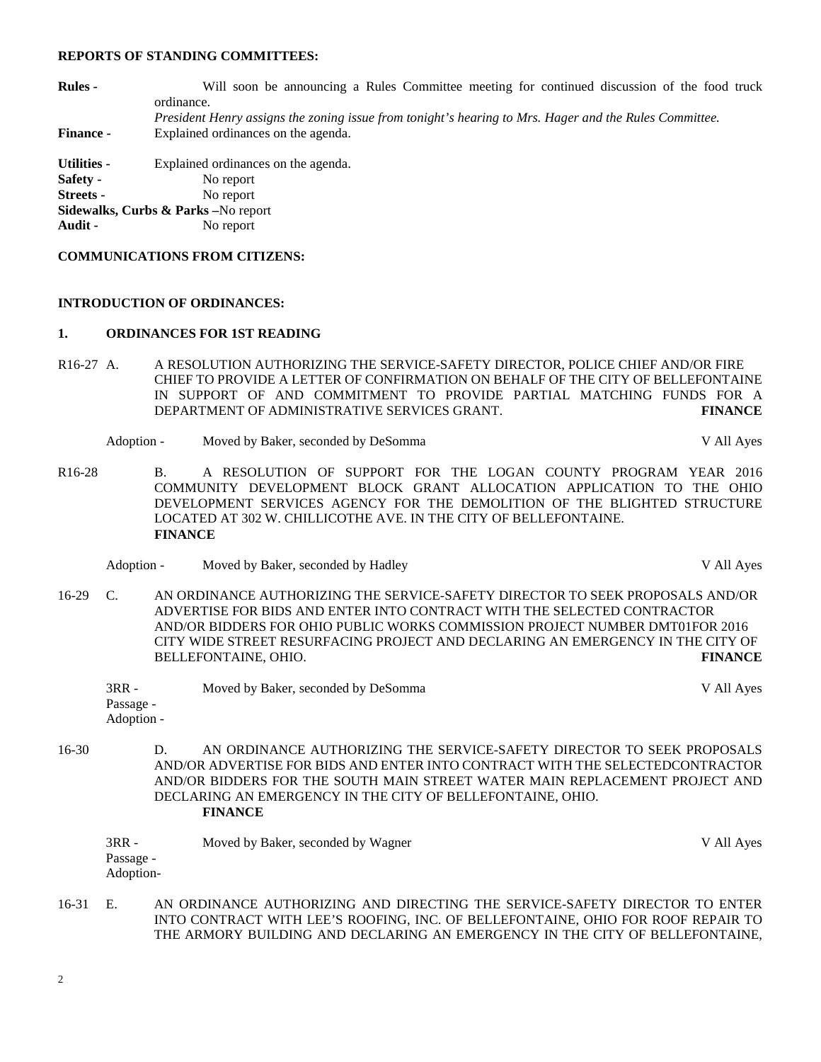**REPORTS OF STANDING COMMITTEES:**

**Rules -** Will soon be announcing a Rules Committee meeting for continued discussion of the food truck ordinance.
*President Henry assigns the zoning issue from tonight's hearing to Mrs. Hager and the Rules Committee.*

**Finance -** Explained ordinances on the agenda.

**Utilities -** Explained ordinances on the agenda.
**Safety -** No report
**Streets -** No report
**Sidewalks, Curbs & Parks –**No report
**Audit -** No report

**COMMUNICATIONS FROM CITIZENS:**

**INTRODUCTION OF ORDINANCES:**

**1. ORDINANCES FOR 1ST READING**

R16-27 A. A RESOLUTION AUTHORIZING THE SERVICE-SAFETY DIRECTOR, POLICE CHIEF AND/OR FIRE CHIEF TO PROVIDE A LETTER OF CONFIRMATION ON BEHALF OF THE CITY OF BELLEFONTAINE IN SUPPORT OF AND COMMITMENT TO PROVIDE PARTIAL MATCHING FUNDS FOR A DEPARTMENT OF ADMINISTRATIVE SERVICES GRANT. **FINANCE**

Adoption - Moved by Baker, seconded by DeSomma V All Ayes

R16-28 B. A RESOLUTION OF SUPPORT FOR THE LOGAN COUNTY PROGRAM YEAR 2016 COMMUNITY DEVELOPMENT BLOCK GRANT ALLOCATION APPLICATION TO THE OHIO DEVELOPMENT SERVICES AGENCY FOR THE DEMOLITION OF THE BLIGHTED STRUCTURE LOCATED AT 302 W. CHILLICOTHE AVE. IN THE CITY OF BELLEFONTAINE. **FINANCE**

Adoption - Moved by Baker, seconded by Hadley V All Ayes

16-29 C. AN ORDINANCE AUTHORIZING THE SERVICE-SAFETY DIRECTOR TO SEEK PROPOSALS AND/OR ADVERTISE FOR BIDS AND ENTER INTO CONTRACT WITH THE SELECTED CONTRACTOR AND/OR BIDDERS FOR OHIO PUBLIC WORKS COMMISSION PROJECT NUMBER DMT01FOR 2016 CITY WIDE STREET RESURFACING PROJECT AND DECLARING AN EMERGENCY IN THE CITY OF BELLEFONTAINE, OHIO. **FINANCE**

3RR - Moved by Baker, seconded by DeSomma V All Ayes
Passage -
Adoption -

16-30 D. AN ORDINANCE AUTHORIZING THE SERVICE-SAFETY DIRECTOR TO SEEK PROPOSALS AND/OR ADVERTISE FOR BIDS AND ENTER INTO CONTRACT WITH THE SELECTEDCONTRACTOR AND/OR BIDDERS FOR THE SOUTH MAIN STREET WATER MAIN REPLACEMENT PROJECT AND DECLARING AN EMERGENCY IN THE CITY OF BELLEFONTAINE, OHIO. **FINANCE**

3RR - Moved by Baker, seconded by Wagner V All Ayes
Passage -
Adoption-

16-31 E. AN ORDINANCE AUTHORIZING AND DIRECTING THE SERVICE-SAFETY DIRECTOR TO ENTER INTO CONTRACT WITH LEE'S ROOFING, INC. OF BELLEFONTAINE, OHIO FOR ROOF REPAIR TO THE ARMORY BUILDING AND DECLARING AN EMERGENCY IN THE CITY OF BELLEFONTAINE,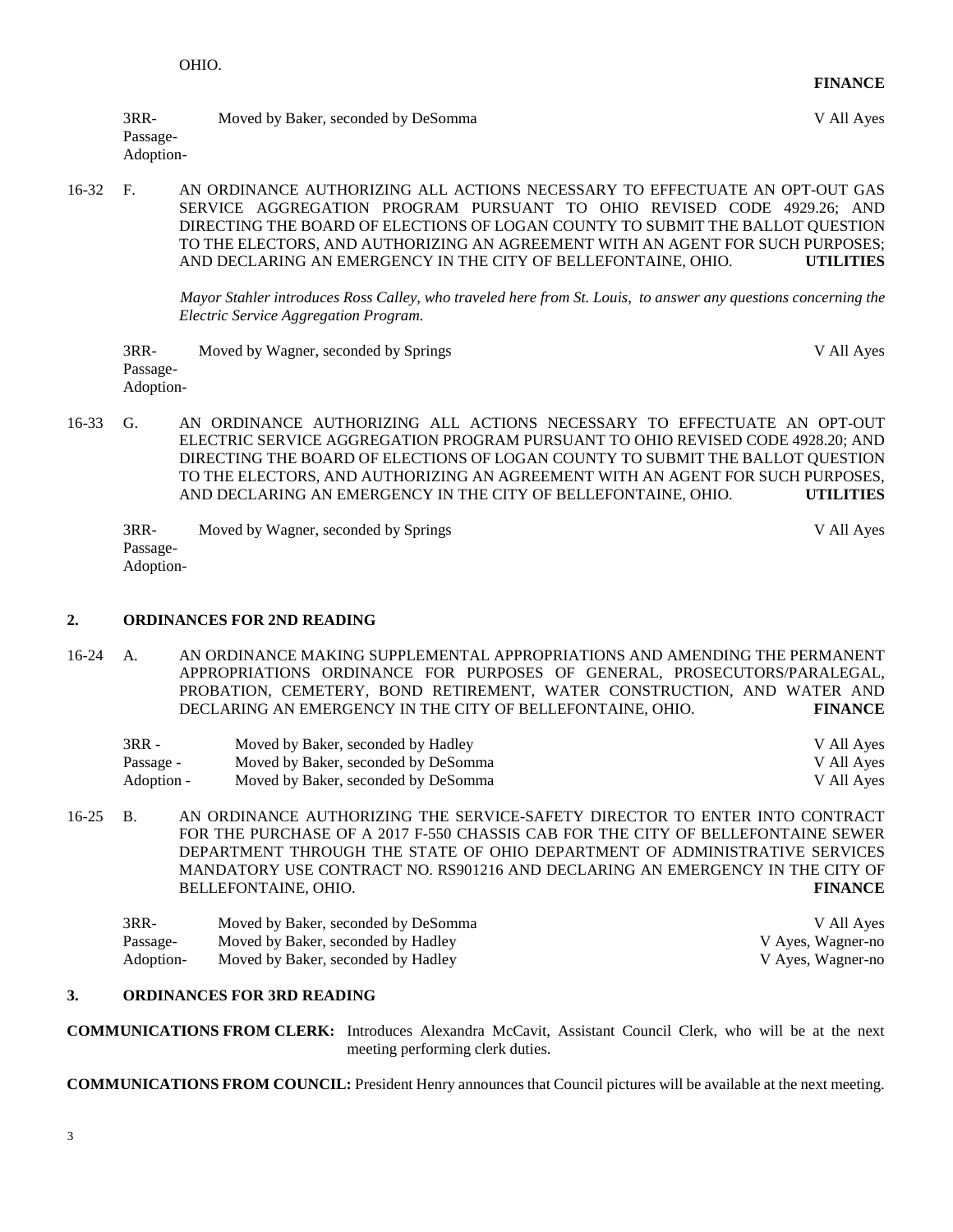OHIO. **FINANCE**

| | | |
|---|---|---|
| 3RR- | Moved by Baker, seconded by DeSomma | V All Ayes |
| Passage- | | |
| Adoption- | | |

16-32 F. AN ORDINANCE AUTHORIZING ALL ACTIONS NECESSARY TO EFFECTUATE AN OPT-OUT GAS SERVICE AGGREGATION PROGRAM PURSUANT TO OHIO REVISED CODE 4929.26; AND DIRECTING THE BOARD OF ELECTIONS OF LOGAN COUNTY TO SUBMIT THE BALLOT QUESTION TO THE ELECTORS, AND AUTHORIZING AN AGREEMENT WITH AN AGENT FOR SUCH PURPOSES; AND DECLARING AN EMERGENCY IN THE CITY OF BELLEFONTAINE, OHIO. **UTILITIES**

*Mayor Stahler introduces Ross Calley, who traveled here from St. Louis, to answer any questions concerning the Electric Service Aggregation Program.*

| | | |
|---|---|---|
| 3RR- | Moved by Wagner, seconded by Springs | V All Ayes |
| Passage- | | |
| Adoption- | | |

16-33 G. AN ORDINANCE AUTHORIZING ALL ACTIONS NECESSARY TO EFFECTUATE AN OPT-OUT ELECTRIC SERVICE AGGREGATION PROGRAM PURSUANT TO OHIO REVISED CODE 4928.20; AND DIRECTING THE BOARD OF ELECTIONS OF LOGAN COUNTY TO SUBMIT THE BALLOT QUESTION TO THE ELECTORS, AND AUTHORIZING AN AGREEMENT WITH AN AGENT FOR SUCH PURPOSES, AND DECLARING AN EMERGENCY IN THE CITY OF BELLEFONTAINE, OHIO. **UTILITIES**

| | | |
|---|---|---|
| 3RR- | Moved by Wagner, seconded by Springs | V All Ayes |
| Passage- | | |
| Adoption- | | |

## 2. ORDINANCES FOR 2ND READING

16-24 A. AN ORDINANCE MAKING SUPPLEMENTAL APPROPRIATIONS AND AMENDING THE PERMANENT APPROPRIATIONS ORDINANCE FOR PURPOSES OF GENERAL, PROSECUTORS/PARALEGAL, PROBATION, CEMETERY, BOND RETIREMENT, WATER CONSTRUCTION, AND WATER AND DECLARING AN EMERGENCY IN THE CITY OF BELLEFONTAINE, OHIO. **FINANCE**

| | | |
|---|---|---|
| 3RR - | Moved by Baker, seconded by Hadley | V All Ayes |
| Passage - | Moved by Baker, seconded by DeSomma | V All Ayes |
| Adoption - | Moved by Baker, seconded by DeSomma | V All Ayes |

16-25 B. AN ORDINANCE AUTHORIZING THE SERVICE-SAFETY DIRECTOR TO ENTER INTO CONTRACT FOR THE PURCHASE OF A 2017 F-550 CHASSIS CAB FOR THE CITY OF BELLEFONTAINE SEWER DEPARTMENT THROUGH THE STATE OF OHIO DEPARTMENT OF ADMINISTRATIVE SERVICES MANDATORY USE CONTRACT NO. RS901216 AND DECLARING AN EMERGENCY IN THE CITY OF BELLEFONTAINE, OHIO. **FINANCE**

| | | |
|---|---|---|
| 3RR- | Moved by Baker, seconded by DeSomma | V All Ayes |
| Passage- | Moved by Baker, seconded by Hadley | V Ayes, Wagner-no |
| Adoption- | Moved by Baker, seconded by Hadley | V Ayes, Wagner-no |

## 3. ORDINANCES FOR 3RD READING

**COMMUNICATIONS FROM CLERK:** Introduces Alexandra McCavit, Assistant Council Clerk, who will be at the next meeting performing clerk duties.

**COMMUNICATIONS FROM COUNCIL:** President Henry announces that Council pictures will be available at the next meeting.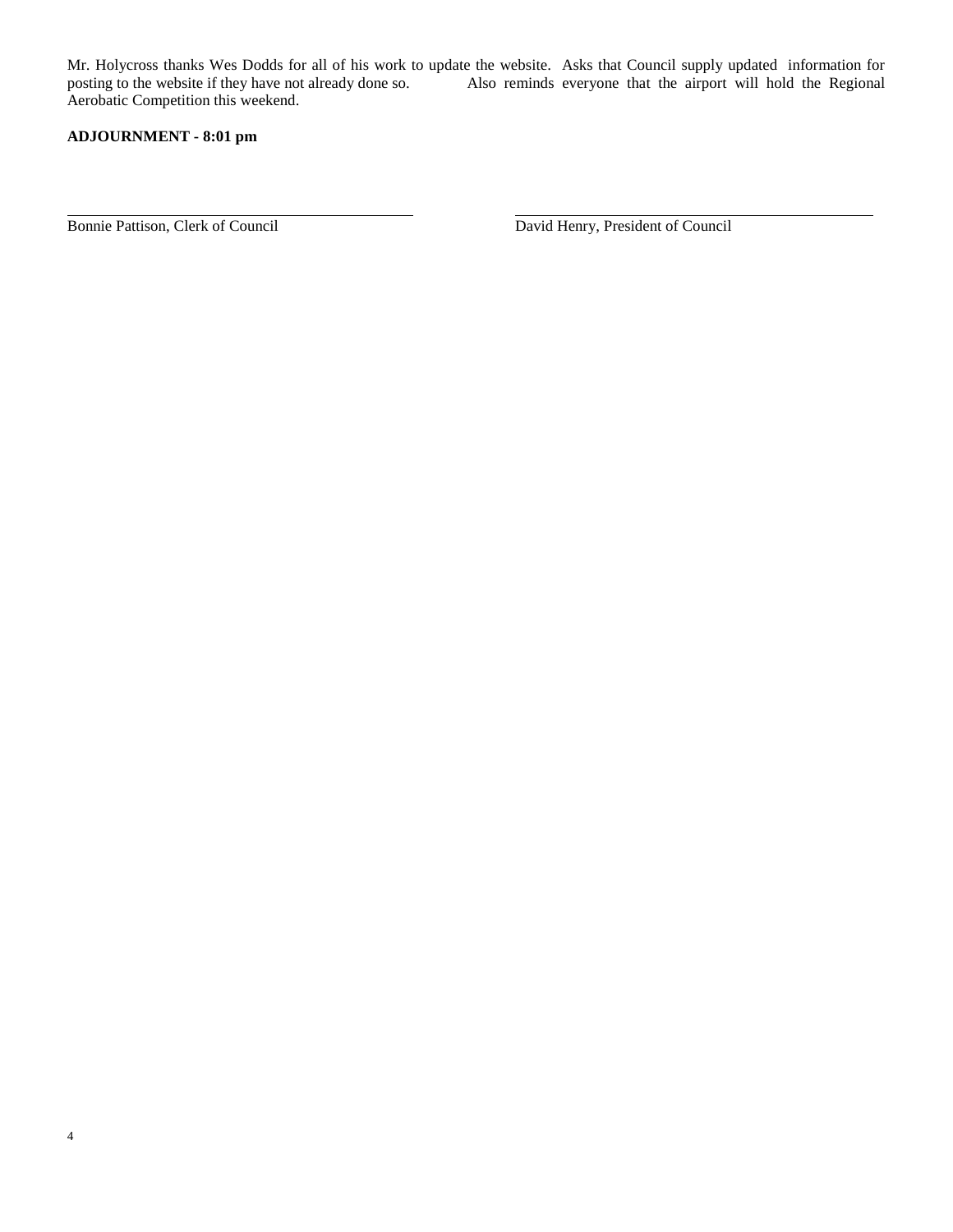Mr. Holycross thanks Wes Dodds for all of his work to update the website. Asks that Council supply updated information for posting to the website if they have not already done so. Also reminds everyone that the airport will hold the Regional Aerobatic Competition this weekend.

**ADJOURNMENT - 8:01 pm**

| | |
|---|---|
| Bonnie Pattison, Clerk of Council | David Henry, President of Council |